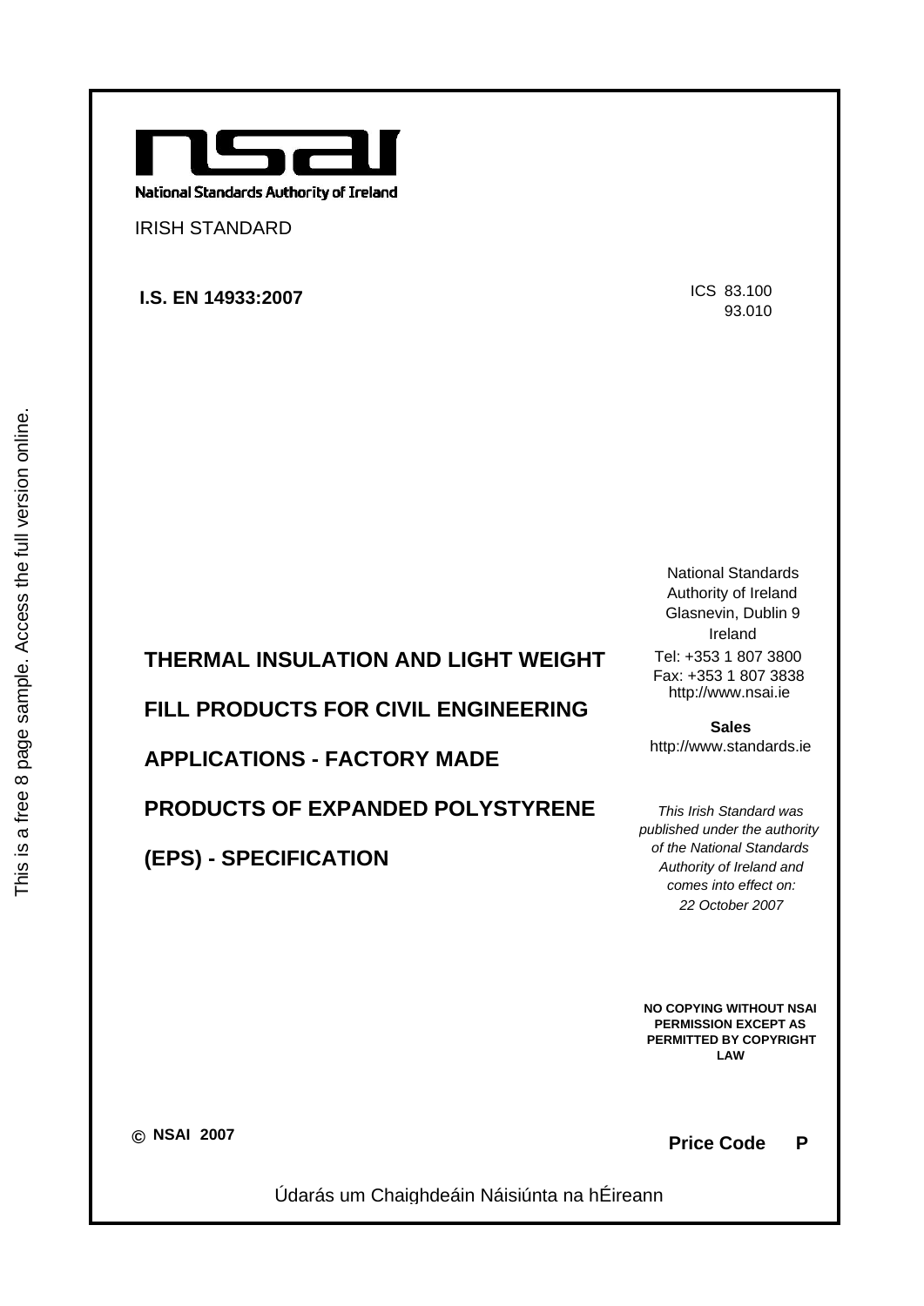National Standards Authority of Ireland

IRISH STANDARD

**I.S. EN 14933:2007**

ICS 83.100
93.010

# THERMAL INSULATION AND LIGHT WEIGHT FILL PRODUCTS FOR CIVIL ENGINEERING APPLICATIONS - FACTORY MADE PRODUCTS OF EXPANDED POLYSTYRENE (EPS) - SPECIFICATION

National Standards Authority of Ireland
Glasnevin, Dublin 9
Ireland

Tel: +353 1 807 3800
Fax: +353 1 807 3838
http://www.nsai.ie

**Sales**
http://www.standards.ie

*This Irish Standard was published under the authority of the National Standards Authority of Ireland and comes into effect on:*
*22 October 2007*

**NO COPYING WITHOUT NSAI PERMISSION EXCEPT AS PERMITTED BY COPYRIGHT LAW**

**© NSAI 2007**

**Price Code P**

Údarás um Chaighdeáin Náisiúnta na hÉireann

This is a free 8 page sample. Access the full version online.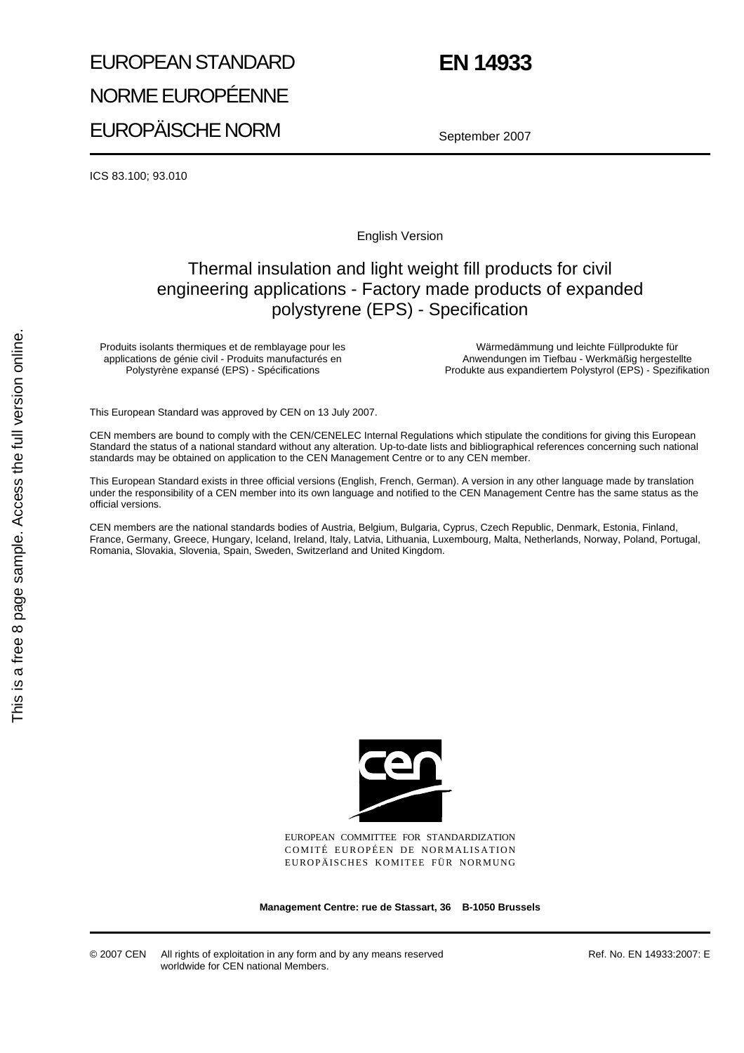EUROPEAN STANDARD

NORME EUROPÉENNE

EUROPÄISCHE NORM

# EN 14933

September 2007

ICS 83.100; 93.010

English Version

## Thermal insulation and light weight fill products for civil engineering applications - Factory made products of expanded polystyrene (EPS) - Specification

Produits isolants thermiques et de remblayage pour les applications de génie civil - Produits manufacturés en Polystyrène expansé (EPS) - Spécifications

Wärmedämmung und leichte Füllprodukte für Anwendungen im Tiefbau - Werkmäßig hergestellte Produkte aus expandiertem Polystyrol (EPS) - Spezifikation

This European Standard was approved by CEN on 13 July 2007.

CEN members are bound to comply with the CEN/CENELEC Internal Regulations which stipulate the conditions for giving this European Standard the status of a national standard without any alteration. Up-to-date lists and bibliographical references concerning such national standards may be obtained on application to the CEN Management Centre or to any CEN member.

This European Standard exists in three official versions (English, French, German). A version in any other language made by translation under the responsibility of a CEN member into its own language and notified to the CEN Management Centre has the same status as the official versions.

CEN members are the national standards bodies of Austria, Belgium, Bulgaria, Cyprus, Czech Republic, Denmark, Estonia, Finland, France, Germany, Greece, Hungary, Iceland, Ireland, Italy, Latvia, Lithuania, Luxembourg, Malta, Netherlands, Norway, Poland, Portugal, Romania, Slovakia, Slovenia, Spain, Sweden, Switzerland and United Kingdom.

EUROPEAN COMMITTEE FOR STANDARDIZATION
COMITÉ EUROPÉEN DE NORMALISATION
EUROPÄISCHES KOMITEE FÜR NORMUNG

**Management Centre: rue de Stassart, 36 B-1050 Brussels**

© 2007 CEN All rights of exploitation in any form and by any means reserved worldwide for CEN national Members.

Ref. No. EN 14933:2007: E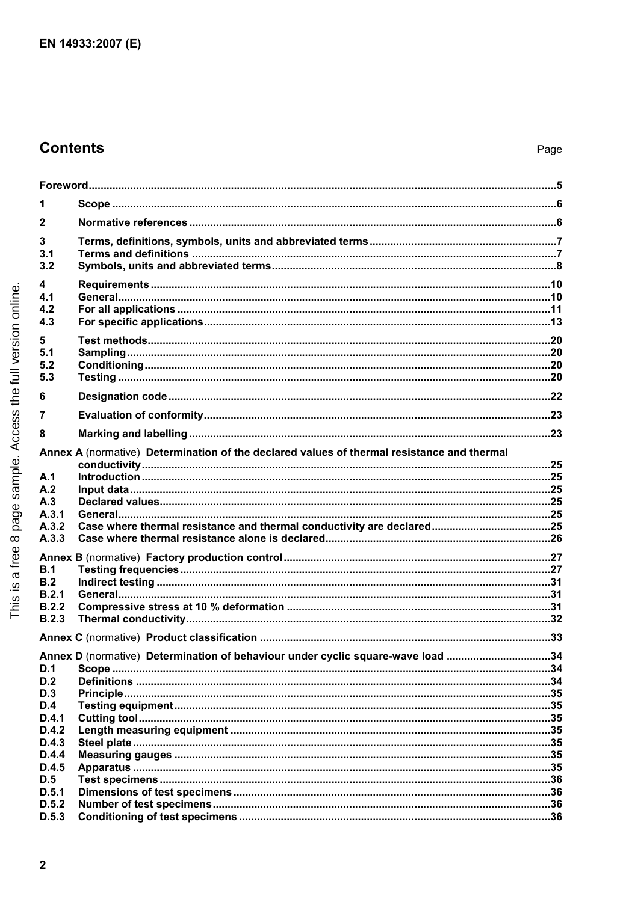## Contents

| | | Page |
|---|---|---|
| Foreword | | 5 |
| 1 | Scope | 6 |
| 2 | Normative references | 6 |
| 3 | Terms, definitions, symbols, units and abbreviated terms | 7 |
| 3.1 | Terms and definitions | 7 |
| 3.2 | Symbols, units and abbreviated terms | 8 |
| 4 | Requirements | 10 |
| 4.1 | General | 10 |
| 4.2 | For all applications | 11 |
| 4.3 | For specific applications | 13 |
| 5 | Test methods | 20 |
| 5.1 | Sampling | 20 |
| 5.2 | Conditioning | 20 |
| 5.3 | Testing | 20 |
| 6 | Designation code | 22 |
| 7 | Evaluation of conformity | 23 |
| 8 | Marking and labelling | 23 |
| Annex A (normative) | Determination of the declared values of thermal resistance and thermal conductivity | 25 |
| A.1 | Introduction | 25 |
| A.2 | Input data | 25 |
| A.3 | Declared values | 25 |
| A.3.1 | General | 25 |
| A.3.2 | Case where thermal resistance and thermal conductivity are declared | 25 |
| A.3.3 | Case where thermal resistance alone is declared | 26 |
| Annex B (normative) | Factory production control | 27 |
| B.1 | Testing frequencies | 27 |
| B.2 | Indirect testing | 31 |
| B.2.1 | General | 31 |
| B.2.2 | Compressive stress at 10 % deformation | 31 |
| B.2.3 | Thermal conductivity | 32 |
| Annex C (normative) | Product classification | 33 |
| Annex D (normative) | Determination of behaviour under cyclic square-wave load | 34 |
| D.1 | Scope | 34 |
| D.2 | Definitions | 34 |
| D.3 | Principle | 35 |
| D.4 | Testing equipment | 35 |
| D.4.1 | Cutting tool | 35 |
| D.4.2 | Length measuring equipment | 35 |
| D.4.3 | Steel plate | 35 |
| D.4.4 | Measuring gauges | 35 |
| D.4.5 | Apparatus | 35 |
| D.5 | Test specimens | 36 |
| D.5.1 | Dimensions of test specimens | 36 |
| D.5.2 | Number of test specimens | 36 |
| D.5.3 | Conditioning of test specimens | 36 |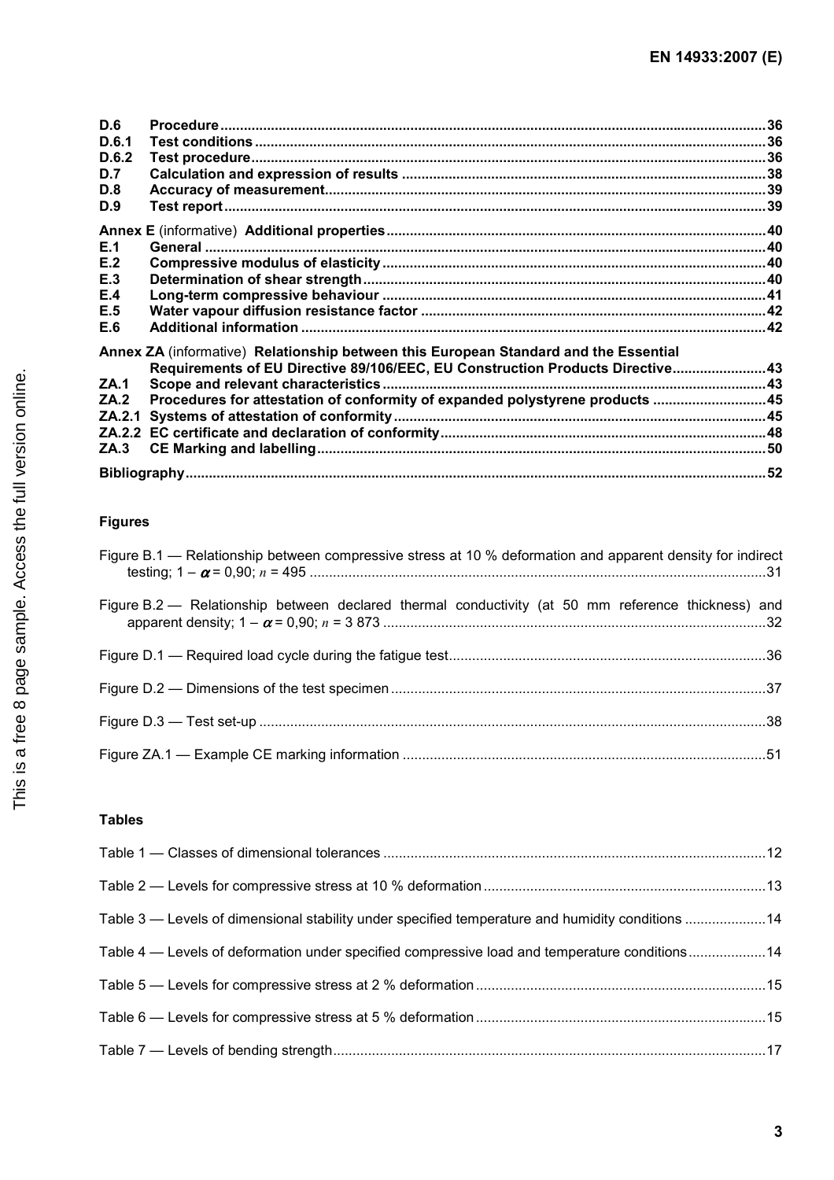D.6 Procedure ..... 36
D.6.1 Test conditions ..... 36
D.6.2 Test procedure ..... 36
D.7 Calculation and expression of results ..... 38
D.8 Accuracy of measurement ..... 39
D.9 Test report ..... 39

**Annex E** (informative) **Additional properties** ..... 40
E.1 General ..... 40
E.2 Compressive modulus of elasticity ..... 40
E.3 Determination of shear strength ..... 40
E.4 Long-term compressive behaviour ..... 41
E.5 Water vapour diffusion resistance factor ..... 42
E.6 Additional information ..... 42

**Annex ZA** (informative) **Relationship between this European Standard and the Essential Requirements of EU Directive 89/106/EEC, EU Construction Products Directive** ..... 43
ZA.1 Scope and relevant characteristics ..... 43
ZA.2 Procedures for attestation of conformity of expanded polystyrene products ..... 45
ZA.2.1 Systems of attestation of conformity ..... 45
ZA.2.2 EC certificate and declaration of conformity ..... 48
ZA.3 CE Marking and labelling ..... 50

**Bibliography** ..... 52

**Figures**

Figure B.1 — Relationship between compressive stress at 10 % deformation and apparent density for indirect testing; $1 - \alpha = 0{,}90$; $n = 495$ ..... 31

Figure B.2 — Relationship between declared thermal conductivity (at 50 mm reference thickness) and apparent density; $1 - \alpha = 0{,}90$; $n = 3\,873$ ..... 32

Figure D.1 — Required load cycle during the fatigue test ..... 36

Figure D.2 — Dimensions of the test specimen ..... 37

Figure D.3 — Test set-up ..... 38

Figure ZA.1 — Example CE marking information ..... 51

**Tables**

Table 1 — Classes of dimensional tolerances ..... 12

Table 2 — Levels for compressive stress at 10 % deformation ..... 13

Table 3 — Levels of dimensional stability under specified temperature and humidity conditions ..... 14

Table 4 — Levels of deformation under specified compressive load and temperature conditions ..... 14

Table 5 — Levels for compressive stress at 2 % deformation ..... 15

Table 6 — Levels for compressive stress at 5 % deformation ..... 15

Table 7 — Levels of bending strength ..... 17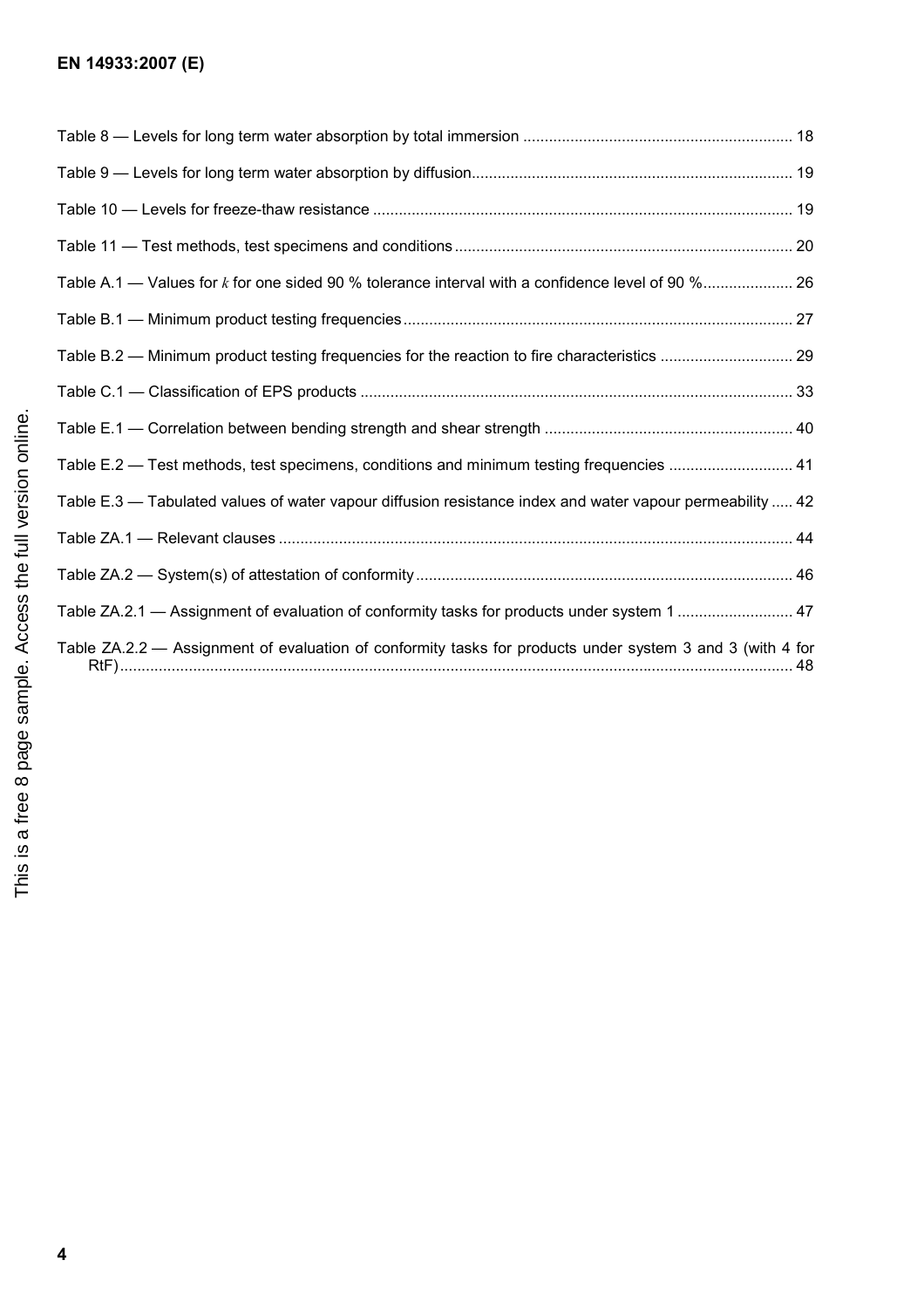Table 8 — Levels for long term water absorption by total immersion ............................................................. 18

Table 9 — Levels for long term water absorption by diffusion........................................................................ 19

Table 10 — Levels for freeze-thaw resistance ............................................................................................... 19

Table 11 — Test methods, test specimens and conditions ............................................................................ 20

Table A.1 — Values for $k$ for one sided 90 % tolerance interval with a confidence level of 90 %.................... 26

Table B.1 — Minimum product testing frequencies........................................................................................ 27

Table B.2 — Minimum product testing frequencies for the reaction to fire characteristics .............................. 29

Table C.1 — Classification of EPS products .................................................................................................. 33

Table E.1 — Correlation between bending strength and shear strength ......................................................... 40

Table E.2 — Test methods, test specimens, conditions and minimum testing frequencies ............................ 41

Table E.3 — Tabulated values of water vapour diffusion resistance index and water vapour permeability ..... 42

Table ZA.1 — Relevant clauses ..................................................................................................................... 44

Table ZA.2 — System(s) of attestation of conformity ..................................................................................... 46

Table ZA.2.1 — Assignment of evaluation of conformity tasks for products under system 1 .......................... 47

Table ZA.2.2 — Assignment of evaluation of conformity tasks for products under system 3 and 3 (with 4 for RtF)........................................................................................................................................................... 48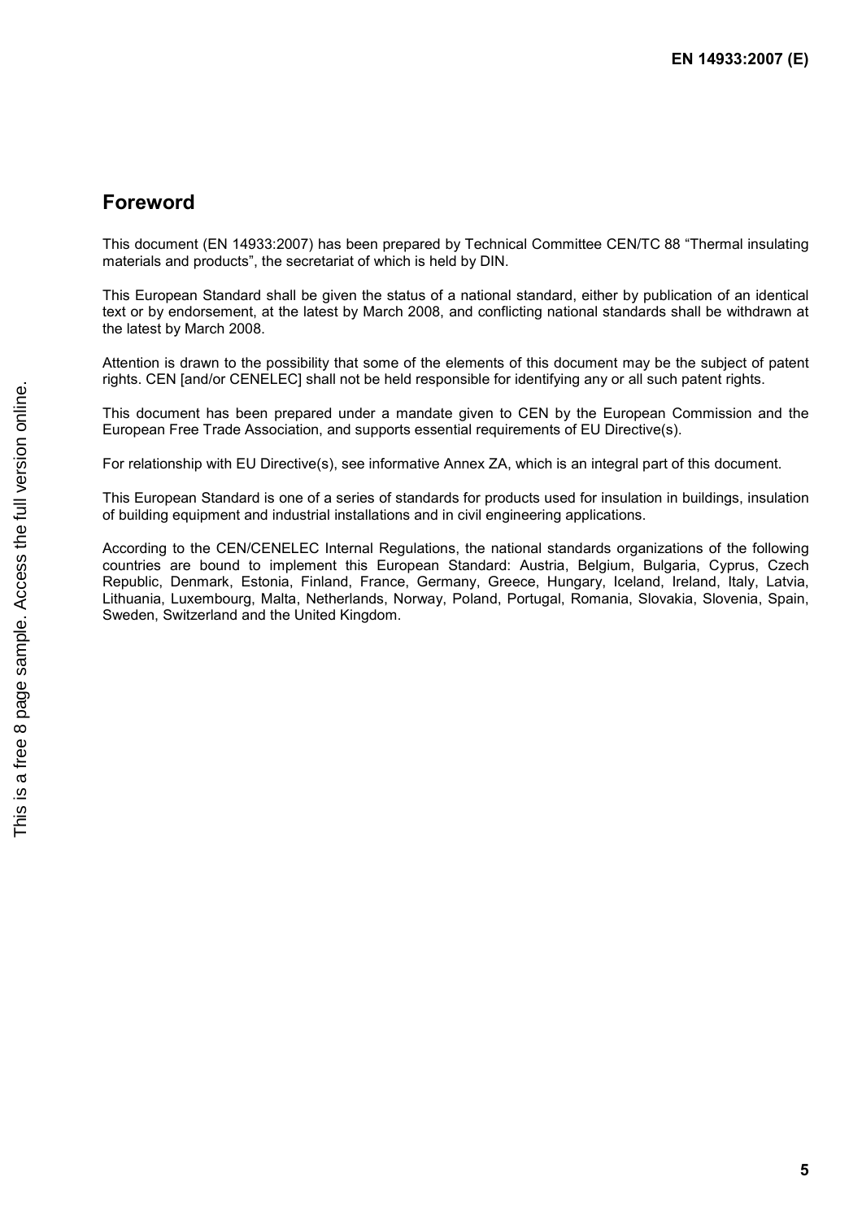## Foreword

This document (EN 14933:2007) has been prepared by Technical Committee CEN/TC 88 "Thermal insulating materials and products", the secretariat of which is held by DIN.

This European Standard shall be given the status of a national standard, either by publication of an identical text or by endorsement, at the latest by March 2008, and conflicting national standards shall be withdrawn at the latest by March 2008.

Attention is drawn to the possibility that some of the elements of this document may be the subject of patent rights. CEN [and/or CENELEC] shall not be held responsible for identifying any or all such patent rights.

This document has been prepared under a mandate given to CEN by the European Commission and the European Free Trade Association, and supports essential requirements of EU Directive(s).

For relationship with EU Directive(s), see informative Annex ZA, which is an integral part of this document.

This European Standard is one of a series of standards for products used for insulation in buildings, insulation of building equipment and industrial installations and in civil engineering applications.

According to the CEN/CENELEC Internal Regulations, the national standards organizations of the following countries are bound to implement this European Standard: Austria, Belgium, Bulgaria, Cyprus, Czech Republic, Denmark, Estonia, Finland, France, Germany, Greece, Hungary, Iceland, Ireland, Italy, Latvia, Lithuania, Luxembourg, Malta, Netherlands, Norway, Poland, Portugal, Romania, Slovakia, Slovenia, Spain, Sweden, Switzerland and the United Kingdom.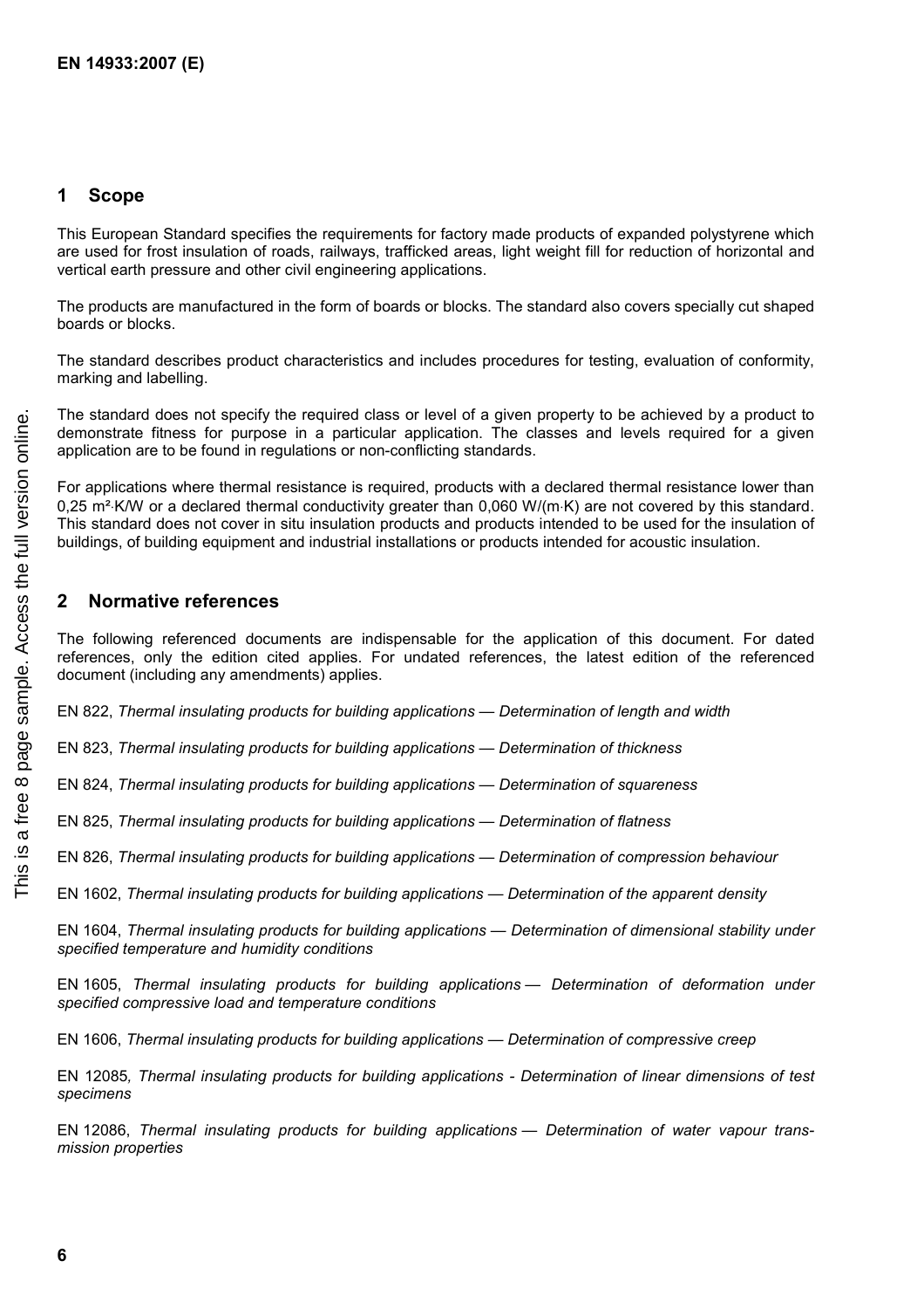## 1 Scope

This European Standard specifies the requirements for factory made products of expanded polystyrene which are used for frost insulation of roads, railways, trafficked areas, light weight fill for reduction of horizontal and vertical earth pressure and other civil engineering applications.

The products are manufactured in the form of boards or blocks. The standard also covers specially cut shaped boards or blocks.

The standard describes product characteristics and includes procedures for testing, evaluation of conformity, marking and labelling.

The standard does not specify the required class or level of a given property to be achieved by a product to demonstrate fitness for purpose in a particular application. The classes and levels required for a given application are to be found in regulations or non-conflicting standards.

For applications where thermal resistance is required, products with a declared thermal resistance lower than 0,25 m²·K/W or a declared thermal conductivity greater than 0,060 W/(m·K) are not covered by this standard. This standard does not cover in situ insulation products and products intended to be used for the insulation of buildings, of building equipment and industrial installations or products intended for acoustic insulation.

## 2 Normative references

The following referenced documents are indispensable for the application of this document. For dated references, only the edition cited applies. For undated references, the latest edition of the referenced document (including any amendments) applies.

EN 822, *Thermal insulating products for building applications — Determination of length and width*

EN 823, *Thermal insulating products for building applications — Determination of thickness*

EN 824, *Thermal insulating products for building applications — Determination of squareness*

EN 825, *Thermal insulating products for building applications — Determination of flatness*

EN 826, *Thermal insulating products for building applications — Determination of compression behaviour*

EN 1602, *Thermal insulating products for building applications — Determination of the apparent density*

EN 1604, *Thermal insulating products for building applications — Determination of dimensional stability under specified temperature and humidity conditions*

EN 1605, *Thermal insulating products for building applications — Determination of deformation under specified compressive load and temperature conditions*

EN 1606, *Thermal insulating products for building applications — Determination of compressive creep*

EN 12085, *Thermal insulating products for building applications - Determination of linear dimensions of test specimens*

EN 12086, *Thermal insulating products for building applications — Determination of water vapour transmission properties*